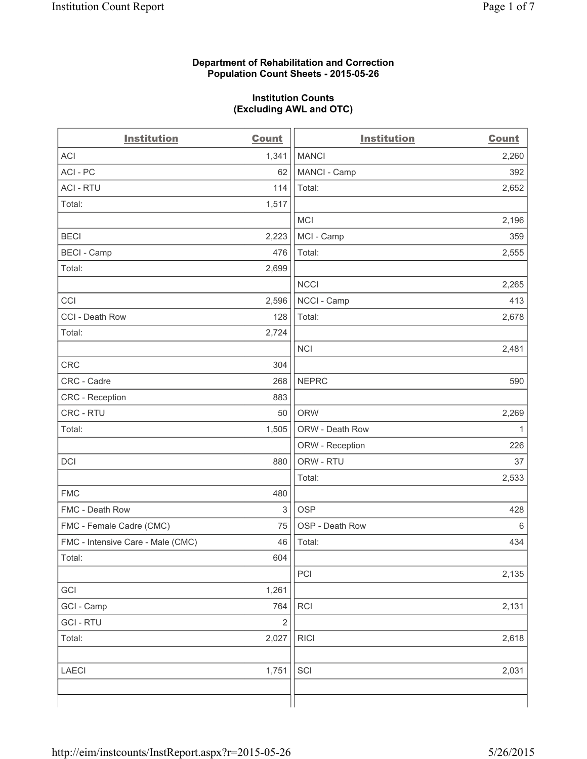**Department of Rehabilitation and Correction**
**Population Count Sheets - 2015-05-26**

**Institution Counts**
**(Excluding AWL and OTC)**

| Institution | Count | Institution | Count |
|---|---|---|---|
| ACI | 1,341 | MANCI | 2,260 |
| ACI - PC | 62 | MANCI - Camp | 392 |
| ACI - RTU | 114 | Total: | 2,652 |
| Total: | 1,517 | | |
| | | MCI | 2,196 |
| BECI | 2,223 | MCI - Camp | 359 |
| BECI - Camp | 476 | Total: | 2,555 |
| Total: | 2,699 | | |
| | | NCCI | 2,265 |
| CCI | 2,596 | NCCI - Camp | 413 |
| CCI - Death Row | 128 | Total: | 2,678 |
| Total: | 2,724 | | |
| | | NCI | 2,481 |
| CRC | 304 | | |
| CRC - Cadre | 268 | NEPRC | 590 |
| CRC - Reception | 883 | | |
| CRC - RTU | 50 | ORW | 2,269 |
| Total: | 1,505 | ORW - Death Row | 1 |
| | | ORW - Reception | 226 |
| DCI | 880 | ORW - RTU | 37 |
| | | Total: | 2,533 |
| FMC | 480 | | |
| FMC - Death Row | 3 | OSP | 428 |
| FMC - Female Cadre (CMC) | 75 | OSP - Death Row | 6 |
| FMC - Intensive Care - Male (CMC) | 46 | Total: | 434 |
| Total: | 604 | | |
| | | PCI | 2,135 |
| GCI | 1,261 | | |
| GCI - Camp | 764 | RCI | 2,131 |
| GCI - RTU | 2 | | |
| Total: | 2,027 | RICI | 2,618 |
| | | | |
| LAECI | 1,751 | SCI | 2,031 |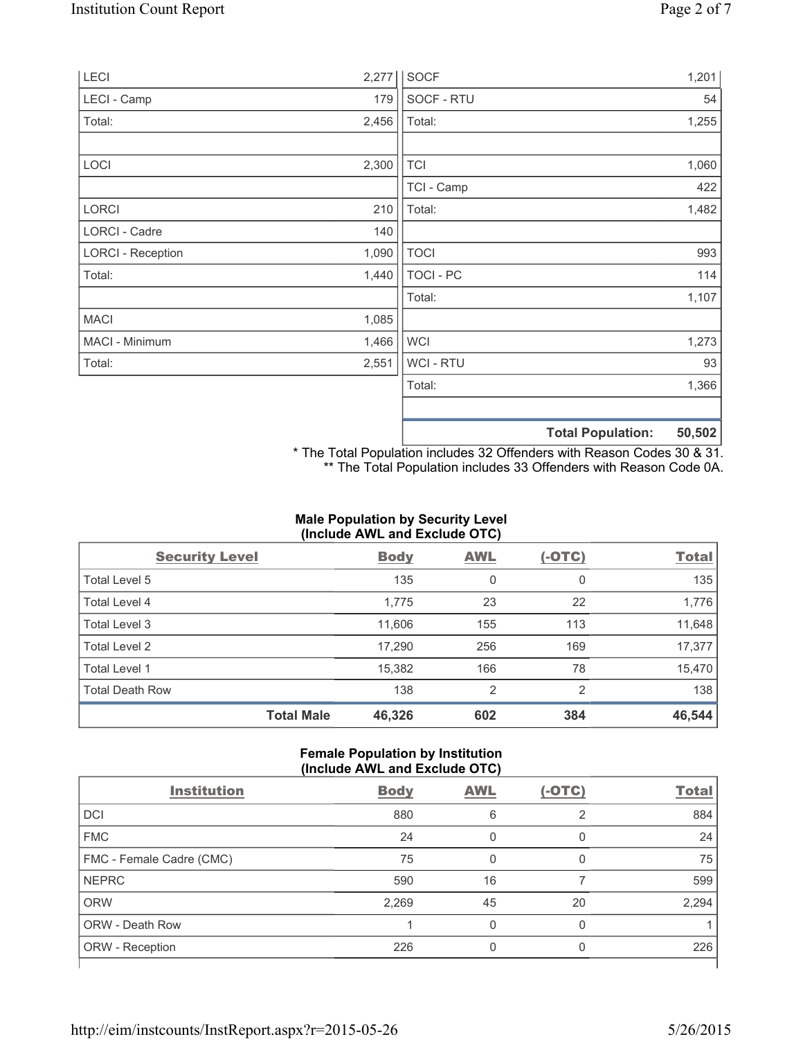| | | | |
|---|---|---|---|
| LECI | 2,277 | SOCF | 1,201 |
| LECI - Camp | 179 | SOCF - RTU | 54 |
| Total: | 2,456 | Total: | 1,255 |
| | | | |
| LOCI | 2,300 | TCI | 1,060 |
| | | TCI - Camp | 422 |
| LORCI | 210 | Total: | 1,482 |
| LORCI - Cadre | 140 | | |
| LORCI - Reception | 1,090 | TOCI | 993 |
| Total: | 1,440 | TOCI - PC | 114 |
| | | Total: | 1,107 |
| MACI | 1,085 | | |
| MACI - Minimum | 1,466 | WCI | 1,273 |
| Total: | 2,551 | WCI - RTU | 93 |
| | | Total: | 1,366 |
| | | | |
| | | **Total Population:** | **50,502** |

\* The Total Population includes 32 Offenders with Reason Codes 30 & 31.
\*\* The Total Population includes 33 Offenders with Reason Code 0A.

**Male Population by Security Level (Include AWL and Exclude OTC)**

| Security Level | Body | AWL | (-OTC) | Total |
|---|---|---|---|---|
| Total Level 5 | 135 | 0 | 0 | 135 |
| Total Level 4 | 1,775 | 23 | 22 | 1,776 |
| Total Level 3 | 11,606 | 155 | 113 | 11,648 |
| Total Level 2 | 17,290 | 256 | 169 | 17,377 |
| Total Level 1 | 15,382 | 166 | 78 | 15,470 |
| Total Death Row | 138 | 2 | 2 | 138 |
| **Total Male** | **46,326** | **602** | **384** | **46,544** |

**Female Population by Institution (Include AWL and Exclude OTC)**

| Institution | Body | AWL | (-OTC) | Total |
|---|---|---|---|---|
| DCI | 880 | 6 | 2 | 884 |
| FMC | 24 | 0 | 0 | 24 |
| FMC - Female Cadre (CMC) | 75 | 0 | 0 | 75 |
| NEPRC | 590 | 16 | 7 | 599 |
| ORW | 2,269 | 45 | 20 | 2,294 |
| ORW - Death Row | 1 | 0 | 0 | 1 |
| ORW - Reception | 226 | 0 | 0 | 226 |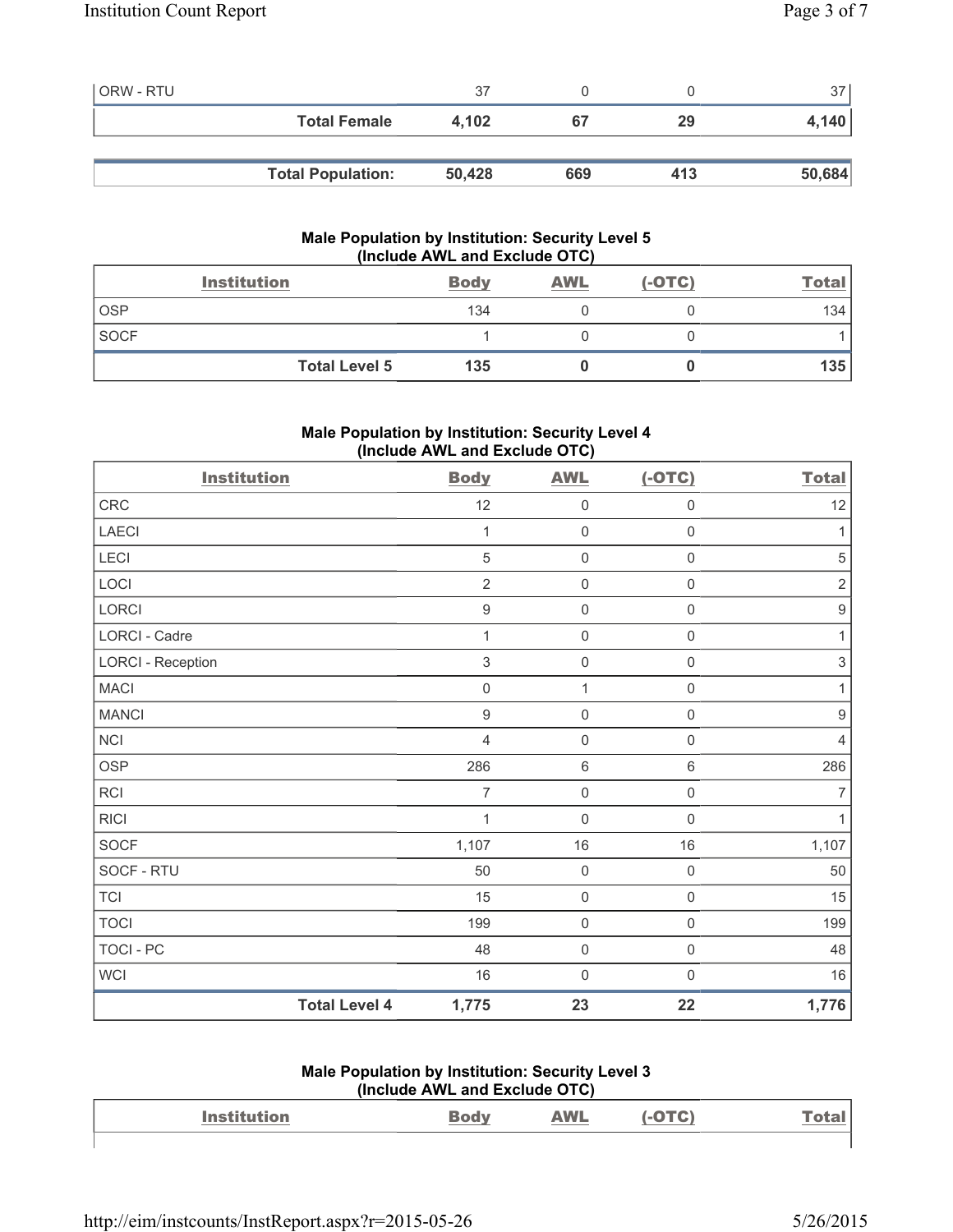| | Body | AWL | (-OTC) | Total |
|---|---|---|---|---|
| ORW - RTU | 37 | 0 | 0 | 37 |
| **Total Female** | **4,102** | **67** | **29** | **4,140** |

| | | | | |
|---|---|---|---|---|
| **Total Population:** | **50,428** | **669** | **413** | **50,684** |

### Male Population by Institution: Security Level 5 (Include AWL and Exclude OTC)

| Institution | Body | AWL | (-OTC) | Total |
|---|---|---|---|---|
| OSP | 134 | 0 | 0 | 134 |
| SOCF | 1 | 0 | 0 | 1 |
| **Total Level 5** | **135** | **0** | **0** | **135** |

### Male Population by Institution: Security Level 4 (Include AWL and Exclude OTC)

| Institution | Body | AWL | (-OTC) | Total |
|---|---|---|---|---|
| CRC | 12 | 0 | 0 | 12 |
| LAECI | 1 | 0 | 0 | 1 |
| LECI | 5 | 0 | 0 | 5 |
| LOCI | 2 | 0 | 0 | 2 |
| LORCI | 9 | 0 | 0 | 9 |
| LORCI - Cadre | 1 | 0 | 0 | 1 |
| LORCI - Reception | 3 | 0 | 0 | 3 |
| MACI | 0 | 1 | 0 | 1 |
| MANCI | 9 | 0 | 0 | 9 |
| NCI | 4 | 0 | 0 | 4 |
| OSP | 286 | 6 | 6 | 286 |
| RCI | 7 | 0 | 0 | 7 |
| RICI | 1 | 0 | 0 | 1 |
| SOCF | 1,107 | 16 | 16 | 1,107 |
| SOCF - RTU | 50 | 0 | 0 | 50 |
| TCI | 15 | 0 | 0 | 15 |
| TOCI | 199 | 0 | 0 | 199 |
| TOCI - PC | 48 | 0 | 0 | 48 |
| WCI | 16 | 0 | 0 | 16 |
| **Total Level 4** | **1,775** | **23** | **22** | **1,776** |

### Male Population by Institution: Security Level 3 (Include AWL and Exclude OTC)

| Institution | Body | AWL | (-OTC) | Total |
|---|---|---|---|---|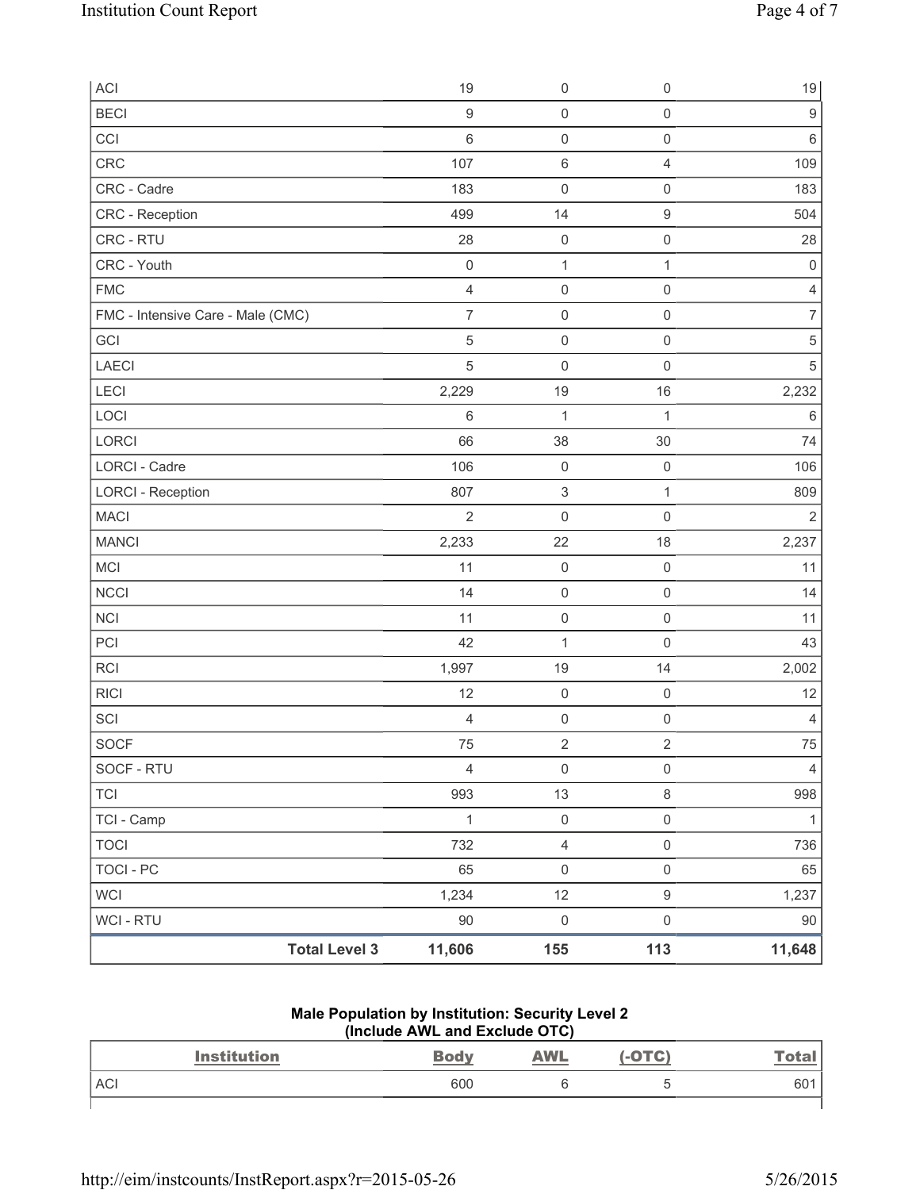| | | | | |
|---|---|---|---|---|
| ACI | 19 | 0 | 0 | 19 |
| BECI | 9 | 0 | 0 | 9 |
| CCI | 6 | 0 | 0 | 6 |
| CRC | 107 | 6 | 4 | 109 |
| CRC - Cadre | 183 | 0 | 0 | 183 |
| CRC - Reception | 499 | 14 | 9 | 504 |
| CRC - RTU | 28 | 0 | 0 | 28 |
| CRC - Youth | 0 | 1 | 1 | 0 |
| FMC | 4 | 0 | 0 | 4 |
| FMC - Intensive Care - Male (CMC) | 7 | 0 | 0 | 7 |
| GCI | 5 | 0 | 0 | 5 |
| LAECI | 5 | 0 | 0 | 5 |
| LECI | 2,229 | 19 | 16 | 2,232 |
| LOCI | 6 | 1 | 1 | 6 |
| LORCI | 66 | 38 | 30 | 74 |
| LORCI - Cadre | 106 | 0 | 0 | 106 |
| LORCI - Reception | 807 | 3 | 1 | 809 |
| MACI | 2 | 0 | 0 | 2 |
| MANCI | 2,233 | 22 | 18 | 2,237 |
| MCI | 11 | 0 | 0 | 11 |
| NCCI | 14 | 0 | 0 | 14 |
| NCI | 11 | 0 | 0 | 11 |
| PCI | 42 | 1 | 0 | 43 |
| RCI | 1,997 | 19 | 14 | 2,002 |
| RICI | 12 | 0 | 0 | 12 |
| SCI | 4 | 0 | 0 | 4 |
| SOCF | 75 | 2 | 2 | 75 |
| SOCF - RTU | 4 | 0 | 0 | 4 |
| TCI | 993 | 13 | 8 | 998 |
| TCI - Camp | 1 | 0 | 0 | 1 |
| TOCI | 732 | 4 | 0 | 736 |
| TOCI - PC | 65 | 0 | 0 | 65 |
| WCI | 1,234 | 12 | 9 | 1,237 |
| WCI - RTU | 90 | 0 | 0 | 90 |
| **Total Level 3** | **11,606** | **155** | **113** | **11,648** |

### Male Population by Institution: Security Level 2 (Include AWL and Exclude OTC)

| Institution | Body | AWL | (-OTC) | Total |
|---|---|---|---|---|
| ACI | 600 | 6 | 5 | 601 |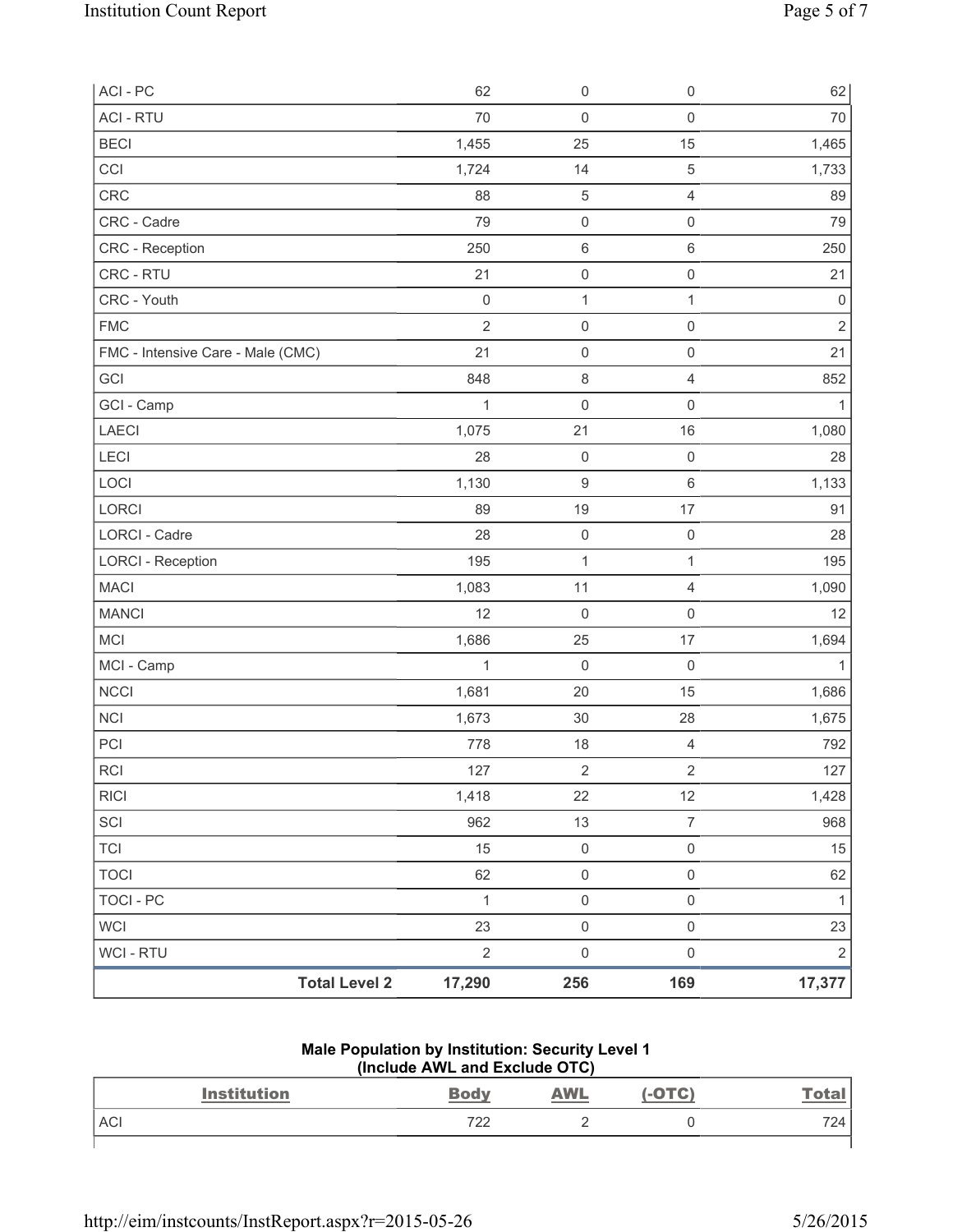| ACI - PC | 62 | 0 | 0 | 62 |
|---|---|---|---|---|
| ACI - RTU | 70 | 0 | 0 | 70 |
| BECI | 1,455 | 25 | 15 | 1,465 |
| CCI | 1,724 | 14 | 5 | 1,733 |
| CRC | 88 | 5 | 4 | 89 |
| CRC - Cadre | 79 | 0 | 0 | 79 |
| CRC - Reception | 250 | 6 | 6 | 250 |
| CRC - RTU | 21 | 0 | 0 | 21 |
| CRC - Youth | 0 | 1 | 1 | 0 |
| FMC | 2 | 0 | 0 | 2 |
| FMC - Intensive Care - Male (CMC) | 21 | 0 | 0 | 21 |
| GCI | 848 | 8 | 4 | 852 |
| GCI - Camp | 1 | 0 | 0 | 1 |
| LAECI | 1,075 | 21 | 16 | 1,080 |
| LECI | 28 | 0 | 0 | 28 |
| LOCI | 1,130 | 9 | 6 | 1,133 |
| LORCI | 89 | 19 | 17 | 91 |
| LORCI - Cadre | 28 | 0 | 0 | 28 |
| LORCI - Reception | 195 | 1 | 1 | 195 |
| MACI | 1,083 | 11 | 4 | 1,090 |
| MANCI | 12 | 0 | 0 | 12 |
| MCI | 1,686 | 25 | 17 | 1,694 |
| MCI - Camp | 1 | 0 | 0 | 1 |
| NCCI | 1,681 | 20 | 15 | 1,686 |
| NCI | 1,673 | 30 | 28 | 1,675 |
| PCI | 778 | 18 | 4 | 792 |
| RCI | 127 | 2 | 2 | 127 |
| RICI | 1,418 | 22 | 12 | 1,428 |
| SCI | 962 | 13 | 7 | 968 |
| TCI | 15 | 0 | 0 | 15 |
| TOCI | 62 | 0 | 0 | 62 |
| TOCI - PC | 1 | 0 | 0 | 1 |
| WCI | 23 | 0 | 0 | 23 |
| WCI - RTU | 2 | 0 | 0 | 2 |
| **Total Level 2** | **17,290** | **256** | **169** | **17,377** |

**Male Population by Institution: Security Level 1 (Include AWL and Exclude OTC)**

| Institution | Body | AWL | (-OTC) | Total |
|---|---|---|---|---|
| ACI | 722 | 2 | 0 | 724 |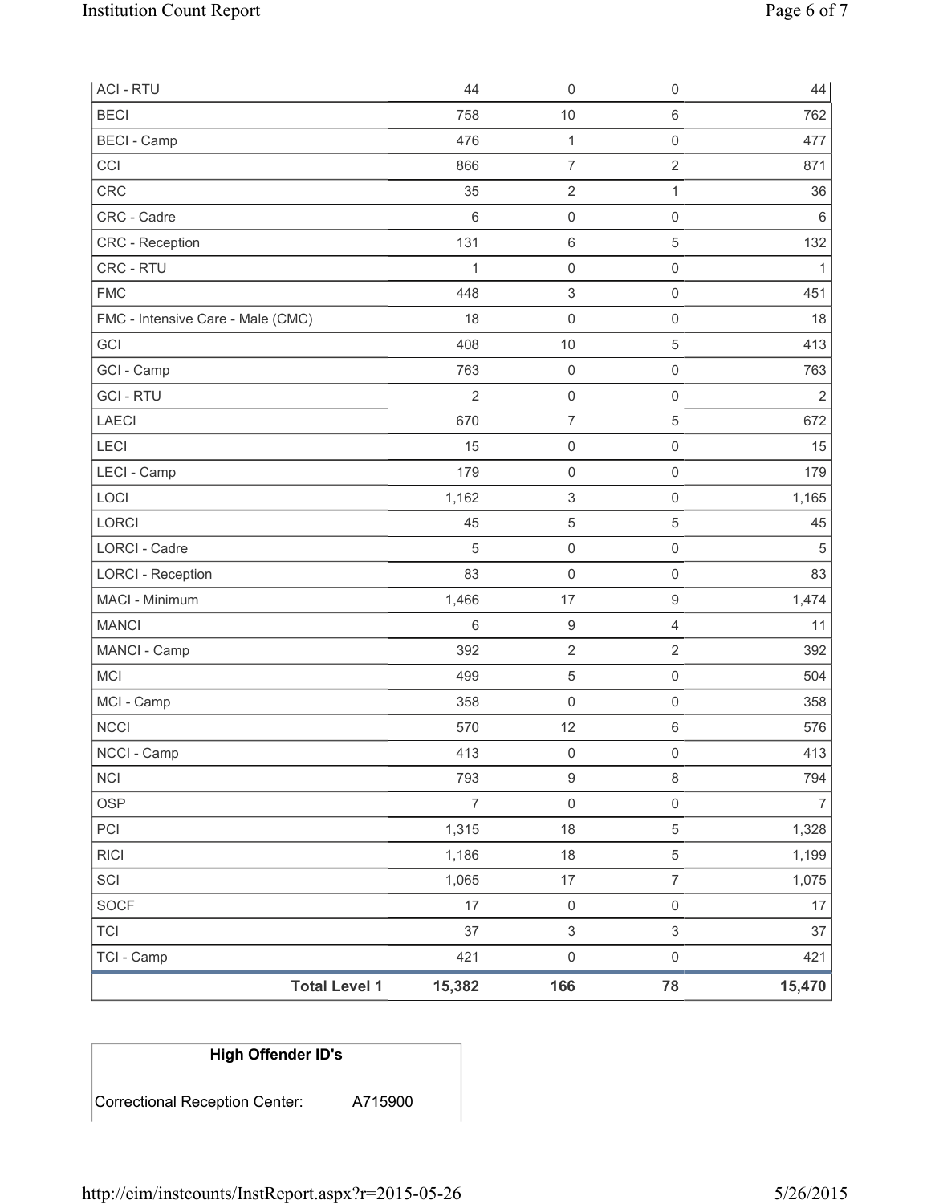| | | | | |
|---|---|---|---|---|
| ACI - RTU | 44 | 0 | 0 | 44 |
| BECI | 758 | 10 | 6 | 762 |
| BECI - Camp | 476 | 1 | 0 | 477 |
| CCI | 866 | 7 | 2 | 871 |
| CRC | 35 | 2 | 1 | 36 |
| CRC - Cadre | 6 | 0 | 0 | 6 |
| CRC - Reception | 131 | 6 | 5 | 132 |
| CRC - RTU | 1 | 0 | 0 | 1 |
| FMC | 448 | 3 | 0 | 451 |
| FMC - Intensive Care - Male (CMC) | 18 | 0 | 0 | 18 |
| GCI | 408 | 10 | 5 | 413 |
| GCI - Camp | 763 | 0 | 0 | 763 |
| GCI - RTU | 2 | 0 | 0 | 2 |
| LAECI | 670 | 7 | 5 | 672 |
| LECI | 15 | 0 | 0 | 15 |
| LECI - Camp | 179 | 0 | 0 | 179 |
| LOCI | 1,162 | 3 | 0 | 1,165 |
| LORCI | 45 | 5 | 5 | 45 |
| LORCI - Cadre | 5 | 0 | 0 | 5 |
| LORCI - Reception | 83 | 0 | 0 | 83 |
| MACI - Minimum | 1,466 | 17 | 9 | 1,474 |
| MANCI | 6 | 9 | 4 | 11 |
| MANCI - Camp | 392 | 2 | 2 | 392 |
| MCI | 499 | 5 | 0 | 504 |
| MCI - Camp | 358 | 0 | 0 | 358 |
| NCCI | 570 | 12 | 6 | 576 |
| NCCI - Camp | 413 | 0 | 0 | 413 |
| NCI | 793 | 9 | 8 | 794 |
| OSP | 7 | 0 | 0 | 7 |
| PCI | 1,315 | 18 | 5 | 1,328 |
| RICI | 1,186 | 18 | 5 | 1,199 |
| SCI | 1,065 | 17 | 7 | 1,075 |
| SOCF | 17 | 0 | 0 | 17 |
| TCI | 37 | 3 | 3 | 37 |
| TCI - Camp | 421 | 0 | 0 | 421 |
| **Total Level 1** | **15,382** | **166** | **78** | **15,470** |

| High Offender ID's | |
|---|---|
| Correctional Reception Center: | A715900 |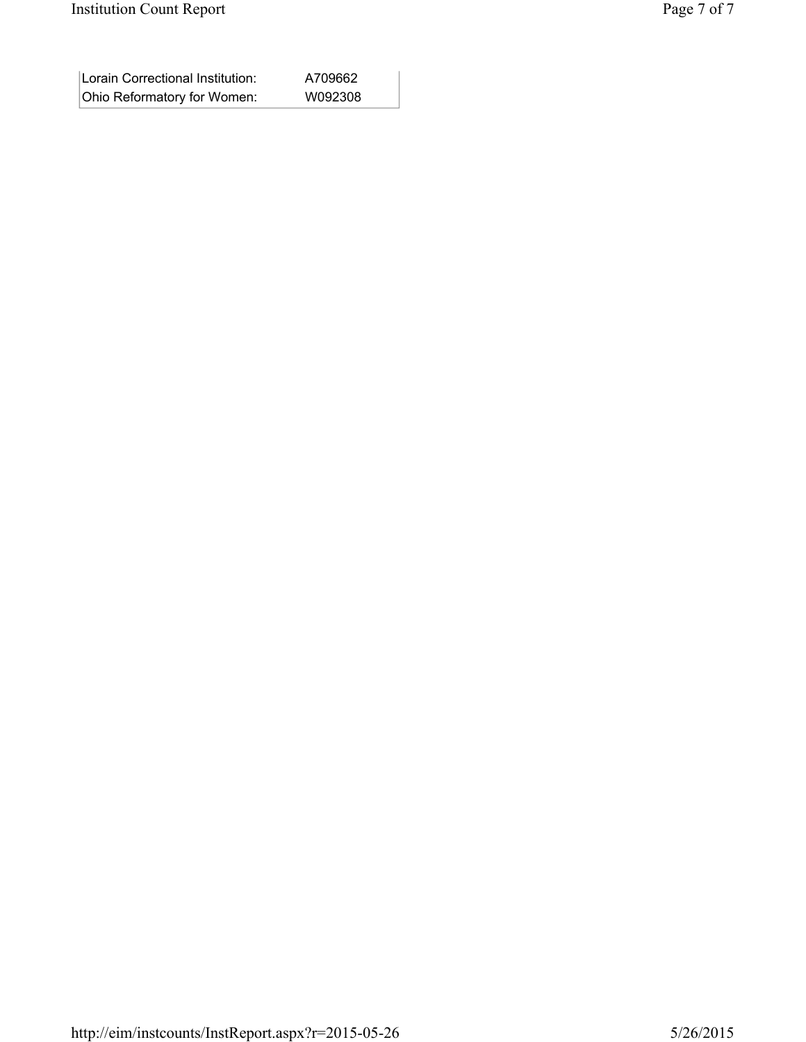| | |
|---|---|
| Lorain Correctional Institution: | A709662 |
| Ohio Reformatory for Women: | W092308 |